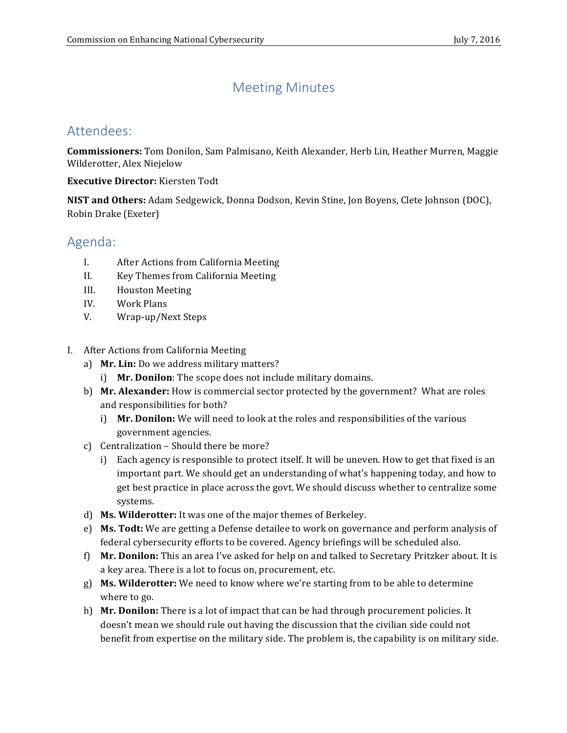# Meeting Minutes

## Attendees:

**Commissioners:** Tom Donilon, Sam Palmisano, Keith Alexander, Herb Lin, Heather Murren, Maggie Wilderotter, Alex Niejelow

**Executive Director:** Kiersten Todt

**NIST and Others:** Adam Sedgewick, Donna Dodson, Kevin Stine, Jon Boyens, Clete Johnson (DOC), Robin Drake (Exeter)

## Agenda:

- I. After Actions from California Meeting
- II. Key Themes from California Meeting
- III. Houston Meeting
- IV. Work Plans
- V. Wrap-up/Next Steps

I. After Actions from California Meeting

- a) **Mr. Lin:** Do we address military matters?
  - i) **Mr. Donilon**: The scope does not include military domains.
- b) **Mr. Alexander:** How is commercial sector protected by the government? What are roles and responsibilities for both?
  - i) **Mr. Donilon:** We will need to look at the roles and responsibilities of the various government agencies.
- c) Centralization – Should there be more?
  - i) Each agency is responsible to protect itself. It will be uneven. How to get that fixed is an important part. We should get an understanding of what's happening today, and how to get best practice in place across the govt. We should discuss whether to centralize some systems.
- d) **Ms. Wilderotter:** It was one of the major themes of Berkeley.
- e) **Ms. Todt:** We are getting a Defense detailee to work on governance and perform analysis of federal cybersecurity efforts to be covered. Agency briefings will be scheduled also.
- f) **Mr. Donilon:** This an area I've asked for help on and talked to Secretary Pritzker about. It is a key area. There is a lot to focus on, procurement, etc.
- g) **Ms. Wilderotter:** We need to know where we're starting from to be able to determine where to go.
- h) **Mr. Donilon:** There is a lot of impact that can be had through procurement policies. It doesn't mean we should rule out having the discussion that the civilian side could not benefit from expertise on the military side. The problem is, the capability is on military side.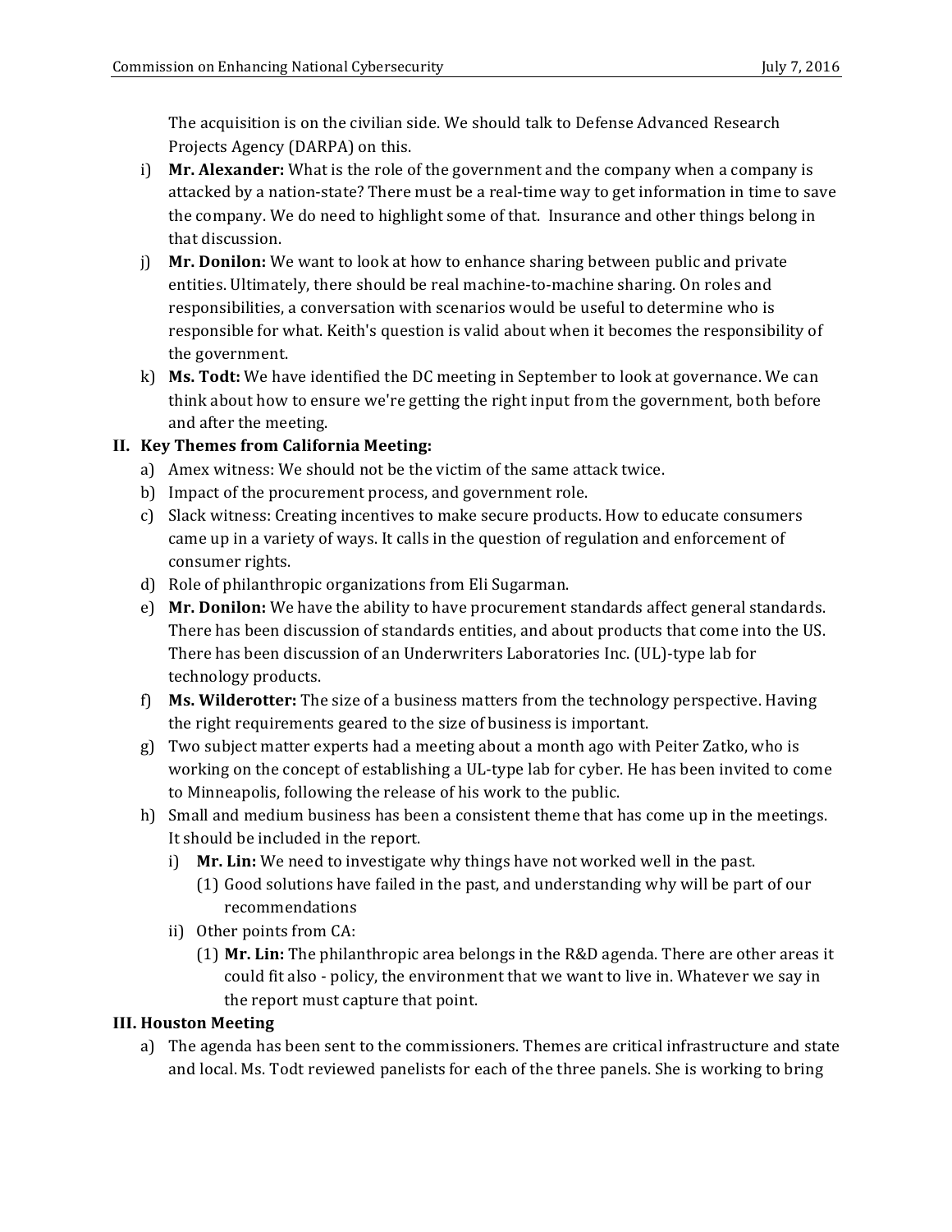The acquisition is on the civilian side. We should talk to Defense Advanced Research Projects Agency (DARPA) on this.

i) **Mr. Alexander:** What is the role of the government and the company when a company is attacked by a nation-state? There must be a real-time way to get information in time to save the company. We do need to highlight some of that. Insurance and other things belong in that discussion.

j) **Mr. Donilon:** We want to look at how to enhance sharing between public and private entities. Ultimately, there should be real machine-to-machine sharing. On roles and responsibilities, a conversation with scenarios would be useful to determine who is responsible for what. Keith's question is valid about when it becomes the responsibility of the government.

k) **Ms. Todt:** We have identified the DC meeting in September to look at governance. We can think about how to ensure we're getting the right input from the government, both before and after the meeting.

## II. Key Themes from California Meeting:

a) Amex witness: We should not be the victim of the same attack twice.

b) Impact of the procurement process, and government role.

c) Slack witness: Creating incentives to make secure products. How to educate consumers came up in a variety of ways. It calls in the question of regulation and enforcement of consumer rights.

d) Role of philanthropic organizations from Eli Sugarman.

e) **Mr. Donilon:** We have the ability to have procurement standards affect general standards. There has been discussion of standards entities, and about products that come into the US. There has been discussion of an Underwriters Laboratories Inc. (UL)-type lab for technology products.

f) **Ms. Wilderotter:** The size of a business matters from the technology perspective. Having the right requirements geared to the size of business is important.

g) Two subject matter experts had a meeting about a month ago with Peiter Zatko, who is working on the concept of establishing a UL-type lab for cyber. He has been invited to come to Minneapolis, following the release of his work to the public.

h) Small and medium business has been a consistent theme that has come up in the meetings. It should be included in the report.

   i) **Mr. Lin:** We need to investigate why things have not worked well in the past.

      (1) Good solutions have failed in the past, and understanding why will be part of our recommendations

   ii) Other points from CA:

      (1) **Mr. Lin:** The philanthropic area belongs in the R&D agenda. There are other areas it could fit also - policy, the environment that we want to live in. Whatever we say in the report must capture that point.

## III. Houston Meeting

a) The agenda has been sent to the commissioners. Themes are critical infrastructure and state and local. Ms. Todt reviewed panelists for each of the three panels. She is working to bring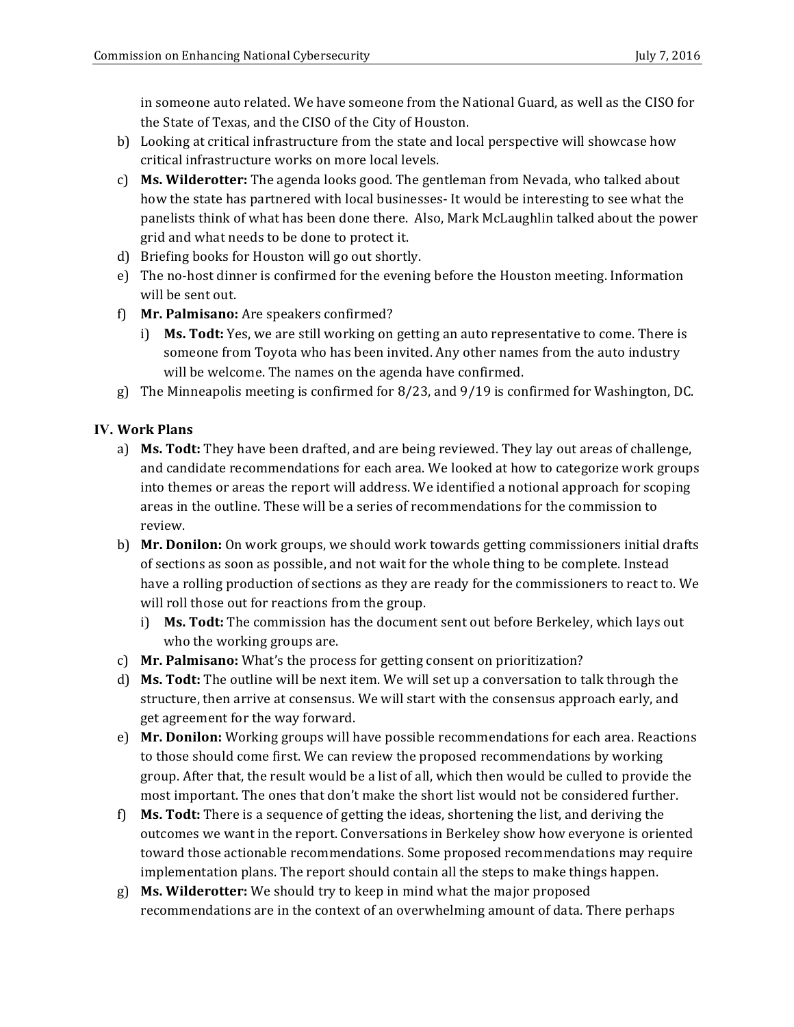in someone auto related. We have someone from the National Guard, as well as the CISO for the State of Texas, and the CISO of the City of Houston.

b) Looking at critical infrastructure from the state and local perspective will showcase how critical infrastructure works on more local levels.

c) **Ms. Wilderotter:** The agenda looks good. The gentleman from Nevada, who talked about how the state has partnered with local businesses- It would be interesting to see what the panelists think of what has been done there. Also, Mark McLaughlin talked about the power grid and what needs to be done to protect it.

d) Briefing books for Houston will go out shortly.

e) The no-host dinner is confirmed for the evening before the Houston meeting. Information will be sent out.

f) **Mr. Palmisano:** Are speakers confirmed?

   i) **Ms. Todt:** Yes, we are still working on getting an auto representative to come. There is someone from Toyota who has been invited. Any other names from the auto industry will be welcome. The names on the agenda have confirmed.

g) The Minneapolis meeting is confirmed for 8/23, and 9/19 is confirmed for Washington, DC.

## IV. Work Plans

a) **Ms. Todt:** They have been drafted, and are being reviewed. They lay out areas of challenge, and candidate recommendations for each area. We looked at how to categorize work groups into themes or areas the report will address. We identified a notional approach for scoping areas in the outline. These will be a series of recommendations for the commission to review.

b) **Mr. Donilon:** On work groups, we should work towards getting commissioners initial drafts of sections as soon as possible, and not wait for the whole thing to be complete. Instead have a rolling production of sections as they are ready for the commissioners to react to. We will roll those out for reactions from the group.

   i) **Ms. Todt:** The commission has the document sent out before Berkeley, which lays out who the working groups are.

c) **Mr. Palmisano:** What's the process for getting consent on prioritization?

d) **Ms. Todt:** The outline will be next item. We will set up a conversation to talk through the structure, then arrive at consensus. We will start with the consensus approach early, and get agreement for the way forward.

e) **Mr. Donilon:** Working groups will have possible recommendations for each area. Reactions to those should come first. We can review the proposed recommendations by working group. After that, the result would be a list of all, which then would be culled to provide the most important. The ones that don't make the short list would not be considered further.

f) **Ms. Todt:** There is a sequence of getting the ideas, shortening the list, and deriving the outcomes we want in the report. Conversations in Berkeley show how everyone is oriented toward those actionable recommendations. Some proposed recommendations may require implementation plans. The report should contain all the steps to make things happen.

g) **Ms. Wilderotter:** We should try to keep in mind what the major proposed recommendations are in the context of an overwhelming amount of data. There perhaps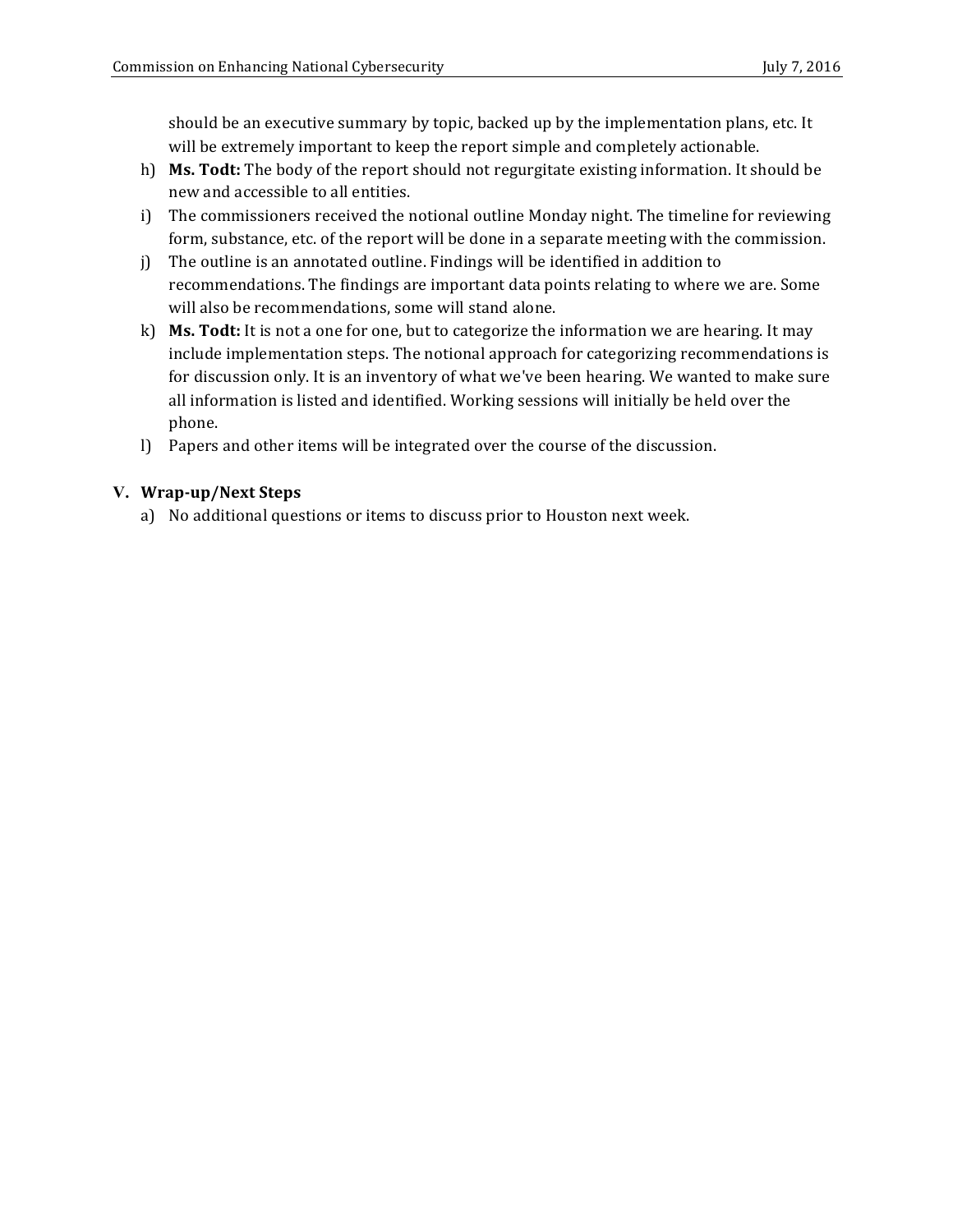should be an executive summary by topic, backed up by the implementation plans, etc. It will be extremely important to keep the report simple and completely actionable.

h) **Ms. Todt:** The body of the report should not regurgitate existing information. It should be new and accessible to all entities.

i) The commissioners received the notional outline Monday night. The timeline for reviewing form, substance, etc. of the report will be done in a separate meeting with the commission.

j) The outline is an annotated outline. Findings will be identified in addition to recommendations. The findings are important data points relating to where we are. Some will also be recommendations, some will stand alone.

k) **Ms. Todt:** It is not a one for one, but to categorize the information we are hearing. It may include implementation steps. The notional approach for categorizing recommendations is for discussion only. It is an inventory of what we've been hearing. We wanted to make sure all information is listed and identified. Working sessions will initially be held over the phone.

l) Papers and other items will be integrated over the course of the discussion.

## V. Wrap-up/Next Steps

a) No additional questions or items to discuss prior to Houston next week.